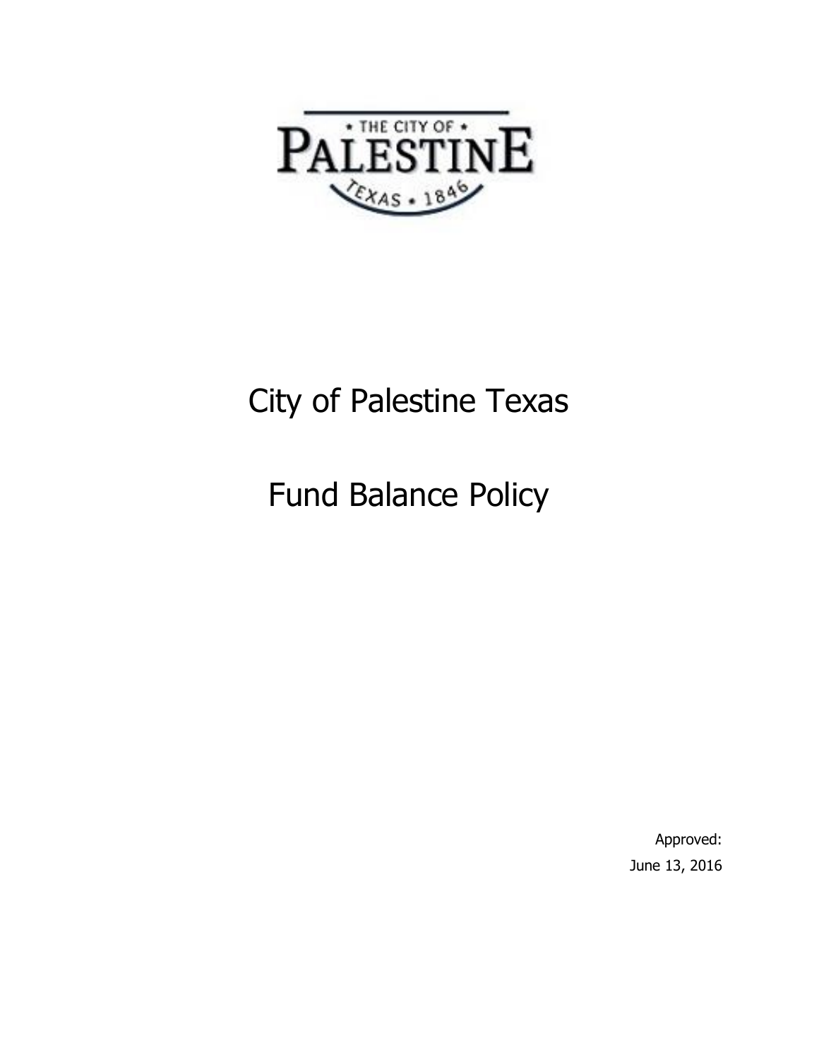★ THE CITY OF ★
PALESTINE
TEXAS • 1846

# City of Palestine Texas

# Fund Balance Policy

Approved:
June 13, 2016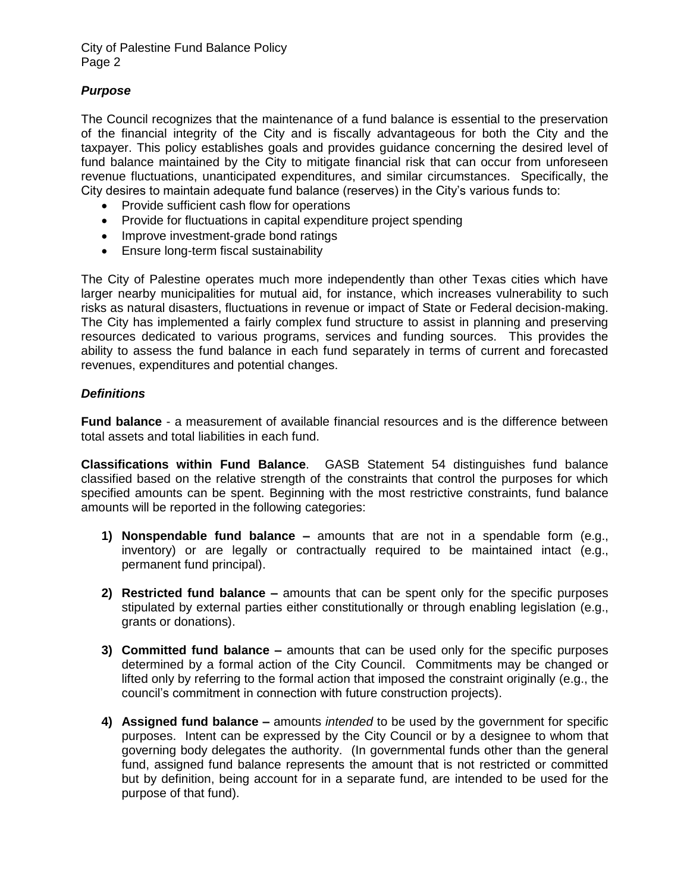### *Purpose*

The Council recognizes that the maintenance of a fund balance is essential to the preservation of the financial integrity of the City and is fiscally advantageous for both the City and the taxpayer. This policy establishes goals and provides guidance concerning the desired level of fund balance maintained by the City to mitigate financial risk that can occur from unforeseen revenue fluctuations, unanticipated expenditures, and similar circumstances. Specifically, the City desires to maintain adequate fund balance (reserves) in the City's various funds to:

- Provide sufficient cash flow for operations
- Provide for fluctuations in capital expenditure project spending
- Improve investment-grade bond ratings
- Ensure long-term fiscal sustainability

The City of Palestine operates much more independently than other Texas cities which have larger nearby municipalities for mutual aid, for instance, which increases vulnerability to such risks as natural disasters, fluctuations in revenue or impact of State or Federal decision-making. The City has implemented a fairly complex fund structure to assist in planning and preserving resources dedicated to various programs, services and funding sources. This provides the ability to assess the fund balance in each fund separately in terms of current and forecasted revenues, expenditures and potential changes.

### *Definitions*

**Fund balance** - a measurement of available financial resources and is the difference between total assets and total liabilities in each fund.

**Classifications within Fund Balance**. GASB Statement 54 distinguishes fund balance classified based on the relative strength of the constraints that control the purposes for which specified amounts can be spent. Beginning with the most restrictive constraints, fund balance amounts will be reported in the following categories:

1) **Nonspendable fund balance –** amounts that are not in a spendable form (e.g., inventory) or are legally or contractually required to be maintained intact (e.g., permanent fund principal).

2) **Restricted fund balance –** amounts that can be spent only for the specific purposes stipulated by external parties either constitutionally or through enabling legislation (e.g., grants or donations).

3) **Committed fund balance –** amounts that can be used only for the specific purposes determined by a formal action of the City Council. Commitments may be changed or lifted only by referring to the formal action that imposed the constraint originally (e.g., the council's commitment in connection with future construction projects).

4) **Assigned fund balance –** amounts *intended* to be used by the government for specific purposes. Intent can be expressed by the City Council or by a designee to whom that governing body delegates the authority. (In governmental funds other than the general fund, assigned fund balance represents the amount that is not restricted or committed but by definition, being account for in a separate fund, are intended to be used for the purpose of that fund).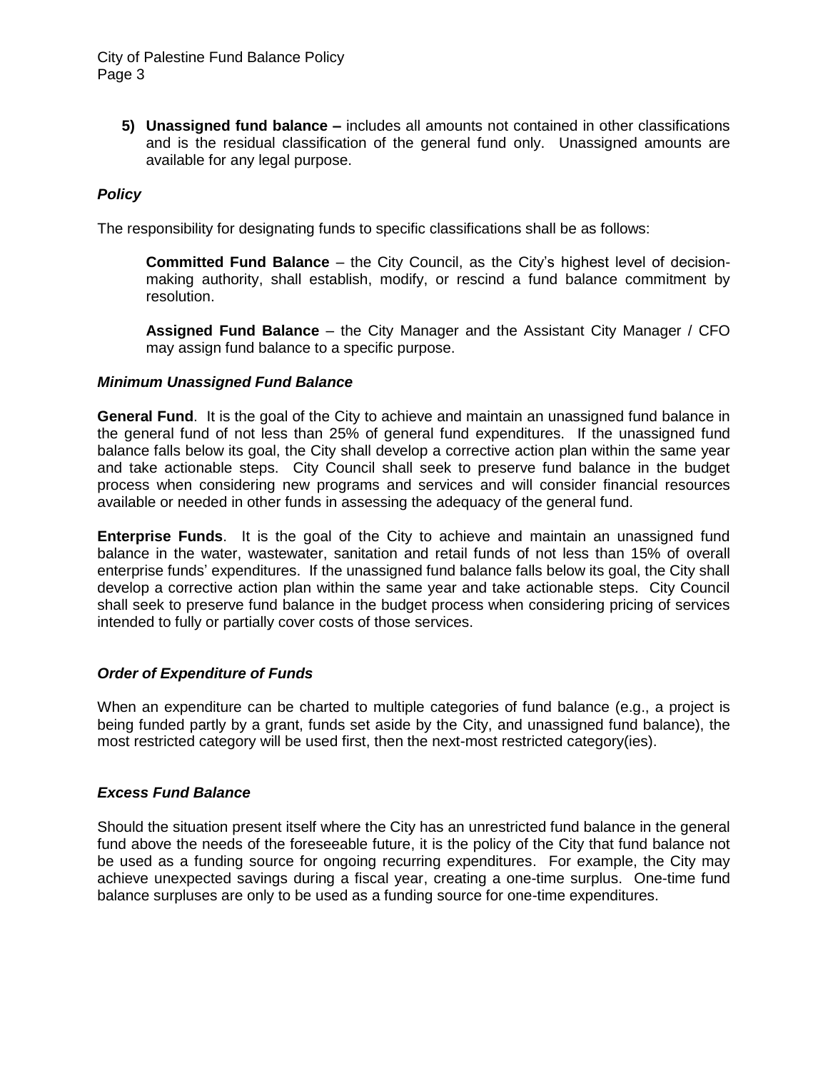**5) Unassigned fund balance –** includes all amounts not contained in other classifications and is the residual classification of the general fund only. Unassigned amounts are available for any legal purpose.

### *Policy*

The responsibility for designating funds to specific classifications shall be as follows:

**Committed Fund Balance** – the City Council, as the City's highest level of decision-making authority, shall establish, modify, or rescind a fund balance commitment by resolution.

**Assigned Fund Balance** – the City Manager and the Assistant City Manager / CFO may assign fund balance to a specific purpose.

### *Minimum Unassigned Fund Balance*

**General Fund**. It is the goal of the City to achieve and maintain an unassigned fund balance in the general fund of not less than 25% of general fund expenditures. If the unassigned fund balance falls below its goal, the City shall develop a corrective action plan within the same year and take actionable steps. City Council shall seek to preserve fund balance in the budget process when considering new programs and services and will consider financial resources available or needed in other funds in assessing the adequacy of the general fund.

**Enterprise Funds**. It is the goal of the City to achieve and maintain an unassigned fund balance in the water, wastewater, sanitation and retail funds of not less than 15% of overall enterprise funds' expenditures. If the unassigned fund balance falls below its goal, the City shall develop a corrective action plan within the same year and take actionable steps. City Council shall seek to preserve fund balance in the budget process when considering pricing of services intended to fully or partially cover costs of those services.

### *Order of Expenditure of Funds*

When an expenditure can be charted to multiple categories of fund balance (e.g., a project is being funded partly by a grant, funds set aside by the City, and unassigned fund balance), the most restricted category will be used first, then the next-most restricted category(ies).

### *Excess Fund Balance*

Should the situation present itself where the City has an unrestricted fund balance in the general fund above the needs of the foreseeable future, it is the policy of the City that fund balance not be used as a funding source for ongoing recurring expenditures. For example, the City may achieve unexpected savings during a fiscal year, creating a one-time surplus. One-time fund balance surpluses are only to be used as a funding source for one-time expenditures.